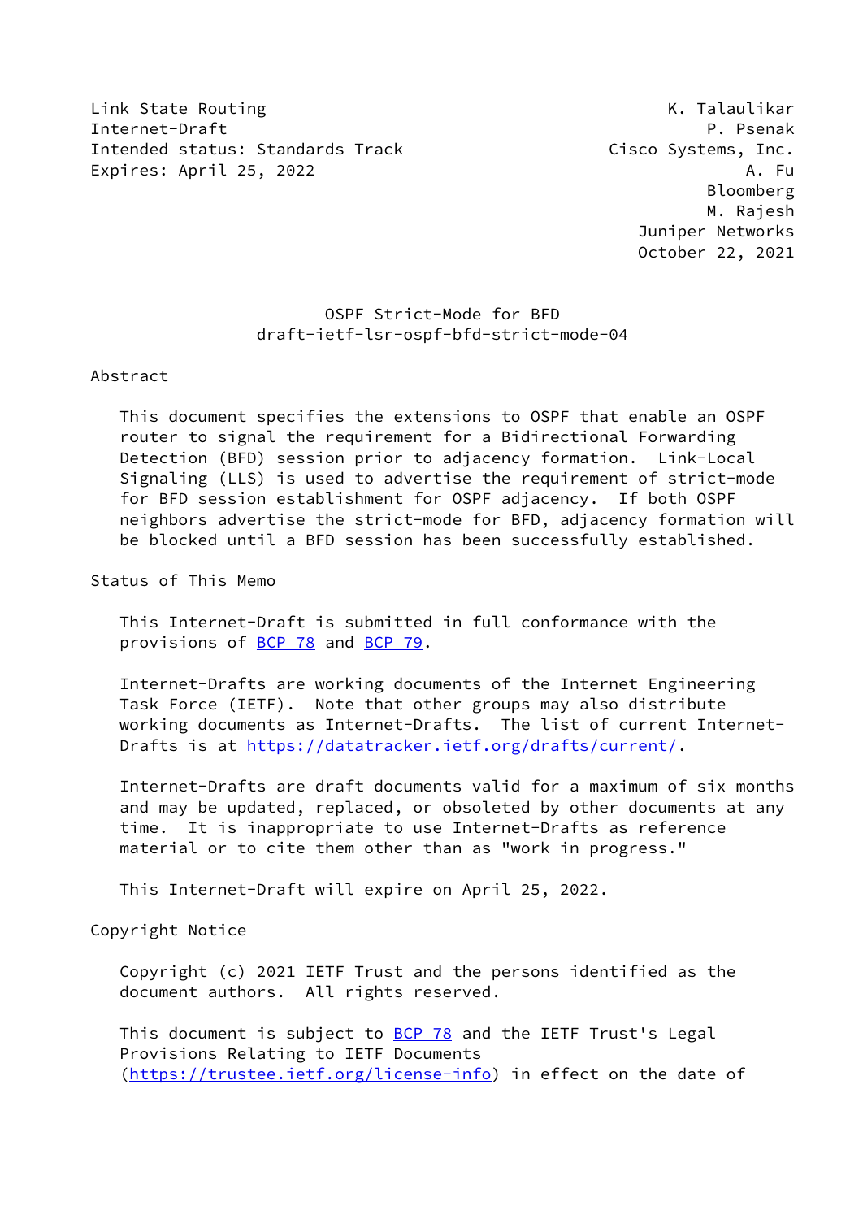Link State Routing
Internet-Draft
Intended status: Standards Track
Expires: April 25, 2022

K. Talaulikar
P. Psenak
Cisco Systems, Inc.
A. Fu
Bloomberg
M. Rajesh
Juniper Networks
October 22, 2021

# OSPF Strict-Mode for BFD
## draft-ietf-lsr-ospf-bfd-strict-mode-04

## Abstract

This document specifies the extensions to OSPF that enable an OSPF router to signal the requirement for a Bidirectional Forwarding Detection (BFD) session prior to adjacency formation. Link-Local Signaling (LLS) is used to advertise the requirement of strict-mode for BFD session establishment for OSPF adjacency. If both OSPF neighbors advertise the strict-mode for BFD, adjacency formation will be blocked until a BFD session has been successfully established.

## Status of This Memo

This Internet-Draft is submitted in full conformance with the provisions of BCP 78 and BCP 79.

Internet-Drafts are working documents of the Internet Engineering Task Force (IETF). Note that other groups may also distribute working documents as Internet-Drafts. The list of current Internet-Drafts is at https://datatracker.ietf.org/drafts/current/.

Internet-Drafts are draft documents valid for a maximum of six months and may be updated, replaced, or obsoleted by other documents at any time. It is inappropriate to use Internet-Drafts as reference material or to cite them other than as "work in progress."

This Internet-Draft will expire on April 25, 2022.

## Copyright Notice

Copyright (c) 2021 IETF Trust and the persons identified as the document authors. All rights reserved.

This document is subject to BCP 78 and the IETF Trust's Legal Provisions Relating to IETF Documents (https://trustee.ietf.org/license-info) in effect on the date of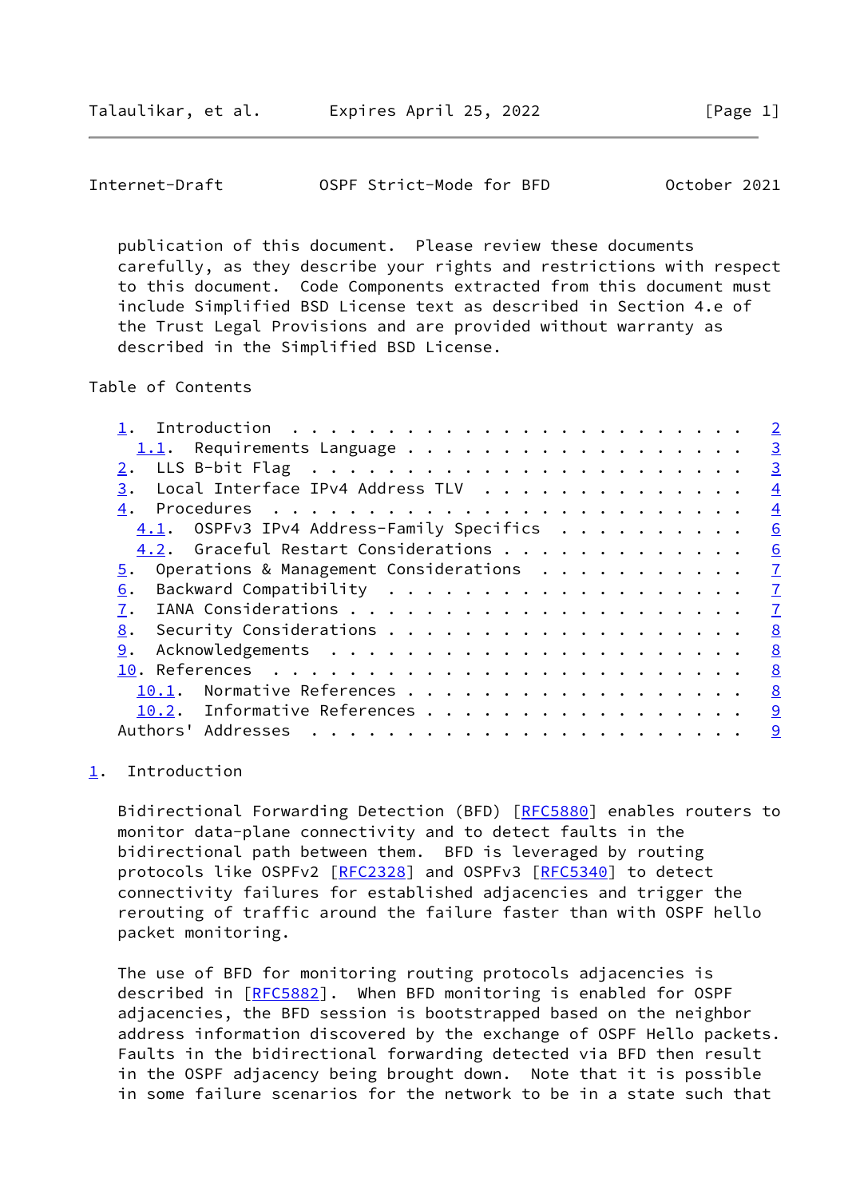publication of this document. Please review these documents carefully, as they describe your rights and restrictions with respect to this document. Code Components extracted from this document must include Simplified BSD License text as described in Section 4.e of the Trust Legal Provisions and are provided without warranty as described in the Simplified BSD License.

Table of Contents

```
   1.  Introduction  . . . . . . . . . . . . . . . . . . . . . . . .   2
     1.1.  Requirements Language . . . . . . . . . . . . . . . . . .   3
   2.  LLS B-bit Flag  . . . . . . . . . . . . . . . . . . . . . . .   3
   3.  Local Interface IPv4 Address TLV  . . . . . . . . . . . . . .   4
   4.  Procedures  . . . . . . . . . . . . . . . . . . . . . . . . .   4
     4.1.  OSPFv3 IPv4 Address-Family Specifics  . . . . . . . . . .   6
     4.2.  Graceful Restart Considerations . . . . . . . . . . . . .   6
   5.  Operations & Management Considerations  . . . . . . . . . . .   7
   6.  Backward Compatibility  . . . . . . . . . . . . . . . . . . .   7
   7.  IANA Considerations . . . . . . . . . . . . . . . . . . . . .   7
   8.  Security Considerations . . . . . . . . . . . . . . . . . . .   8
   9.  Acknowledgements  . . . . . . . . . . . . . . . . . . . . . .   8
   10. References  . . . . . . . . . . . . . . . . . . . . . . . . .   8
     10.1.  Normative References . . . . . . . . . . . . . . . . . .   8
     10.2.  Informative References . . . . . . . . . . . . . . . . .   9
   Authors' Addresses  . . . . . . . . . . . . . . . . . . . . . . .   9
```

## 1. Introduction

Bidirectional Forwarding Detection (BFD) [RFC5880] enables routers to monitor data-plane connectivity and to detect faults in the bidirectional path between them. BFD is leveraged by routing protocols like OSPFv2 [RFC2328] and OSPFv3 [RFC5340] to detect connectivity failures for established adjacencies and trigger the rerouting of traffic around the failure faster than with OSPF hello packet monitoring.

The use of BFD for monitoring routing protocols adjacencies is described in [RFC5882]. When BFD monitoring is enabled for OSPF adjacencies, the BFD session is bootstrapped based on the neighbor address information discovered by the exchange of OSPF Hello packets. Faults in the bidirectional forwarding detected via BFD then result in the OSPF adjacency being brought down. Note that it is possible in some failure scenarios for the network to be in a state such that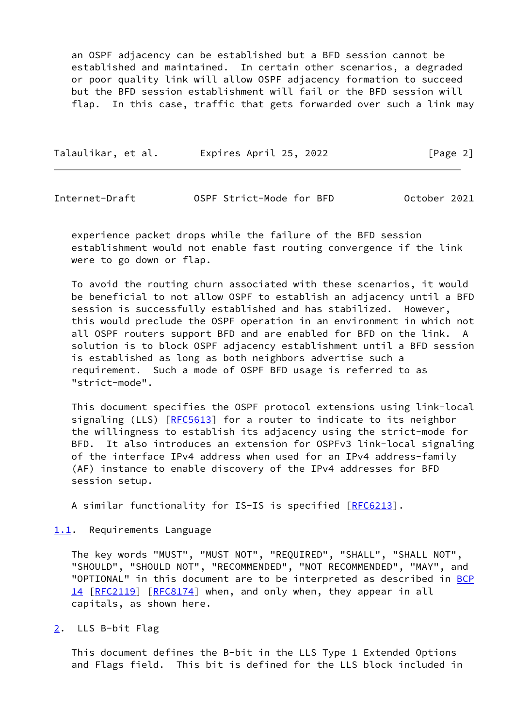an OSPF adjacency can be established but a BFD session cannot be established and maintained. In certain other scenarios, a degraded or poor quality link will allow OSPF adjacency formation to succeed but the BFD session establishment will fail or the BFD session will flap. In this case, traffic that gets forwarded over such a link may experience packet drops while the failure of the BFD session establishment would not enable fast routing convergence if the link were to go down or flap.

To avoid the routing churn associated with these scenarios, it would be beneficial to not allow OSPF to establish an adjacency until a BFD session is successfully established and has stabilized. However, this would preclude the OSPF operation in an environment in which not all OSPF routers support BFD and are enabled for BFD on the link. A solution is to block OSPF adjacency establishment until a BFD session is established as long as both neighbors advertise such a requirement. Such a mode of OSPF BFD usage is referred to as "strict-mode".

This document specifies the OSPF protocol extensions using link-local signaling (LLS) [RFC5613] for a router to indicate to its neighbor the willingness to establish its adjacency using the strict-mode for BFD. It also introduces an extension for OSPFv3 link-local signaling of the interface IPv4 address when used for an IPv4 address-family (AF) instance to enable discovery of the IPv4 addresses for BFD session setup.

A similar functionality for IS-IS is specified [RFC6213].

### 1.1. Requirements Language

The key words "MUST", "MUST NOT", "REQUIRED", "SHALL", "SHALL NOT", "SHOULD", "SHOULD NOT", "RECOMMENDED", "NOT RECOMMENDED", "MAY", and "OPTIONAL" in this document are to be interpreted as described in BCP 14 [RFC2119] [RFC8174] when, and only when, they appear in all capitals, as shown here.

## 2. LLS B-bit Flag

This document defines the B-bit in the LLS Type 1 Extended Options and Flags field. This bit is defined for the LLS block included in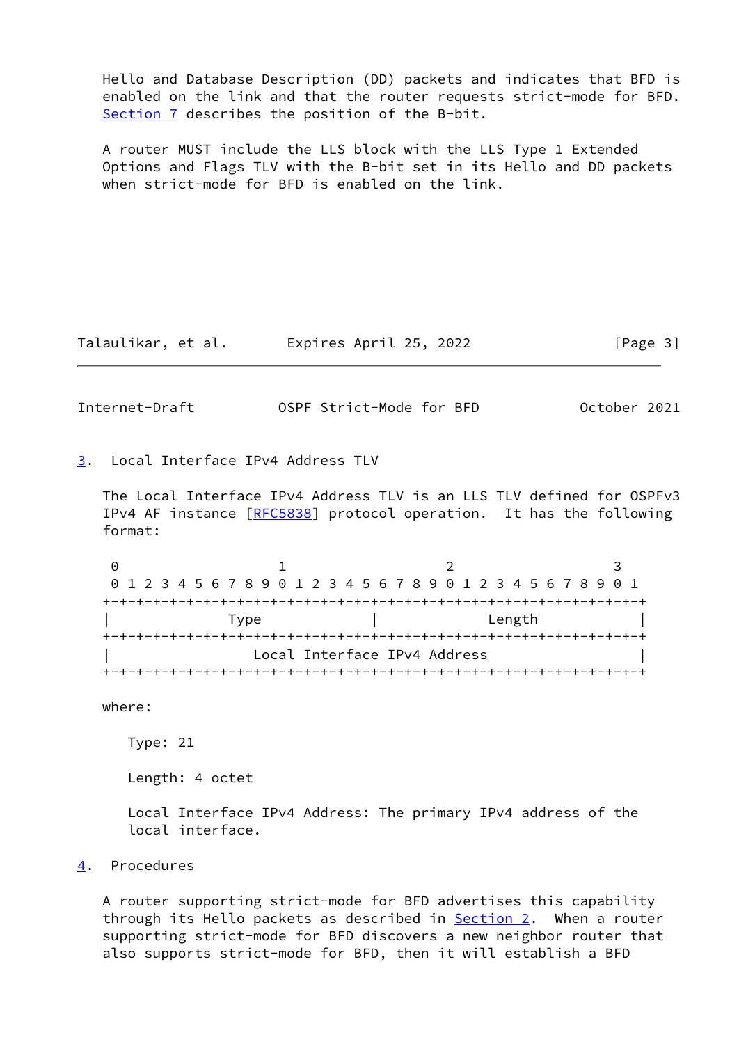Hello and Database Description (DD) packets and indicates that BFD is enabled on the link and that the router requests strict-mode for BFD. Section 7 describes the position of the B-bit.

A router MUST include the LLS block with the LLS Type 1 Extended Options and Flags TLV with the B-bit set in its Hello and DD packets when strict-mode for BFD is enabled on the link.

## 3. Local Interface IPv4 Address TLV

The Local Interface IPv4 Address TLV is an LLS TLV defined for OSPFv3 IPv4 AF instance [RFC5838] protocol operation. It has the following format:

```
 0                   1                   2                   3
 0 1 2 3 4 5 6 7 8 9 0 1 2 3 4 5 6 7 8 9 0 1 2 3 4 5 6 7 8 9 0 1
+-+-+-+-+-+-+-+-+-+-+-+-+-+-+-+-+-+-+-+-+-+-+-+-+-+-+-+-+-+-+-+-+
|              Type             |             Length            |
+-+-+-+-+-+-+-+-+-+-+-+-+-+-+-+-+-+-+-+-+-+-+-+-+-+-+-+-+-+-+-+-+
|                 Local Interface IPv4 Address                  |
+-+-+-+-+-+-+-+-+-+-+-+-+-+-+-+-+-+-+-+-+-+-+-+-+-+-+-+-+-+-+-+-+
```

where:

Type: 21

Length: 4 octet

Local Interface IPv4 Address: The primary IPv4 address of the local interface.

## 4. Procedures

A router supporting strict-mode for BFD advertises this capability through its Hello packets as described in Section 2. When a router supporting strict-mode for BFD discovers a new neighbor router that also supports strict-mode for BFD, then it will establish a BFD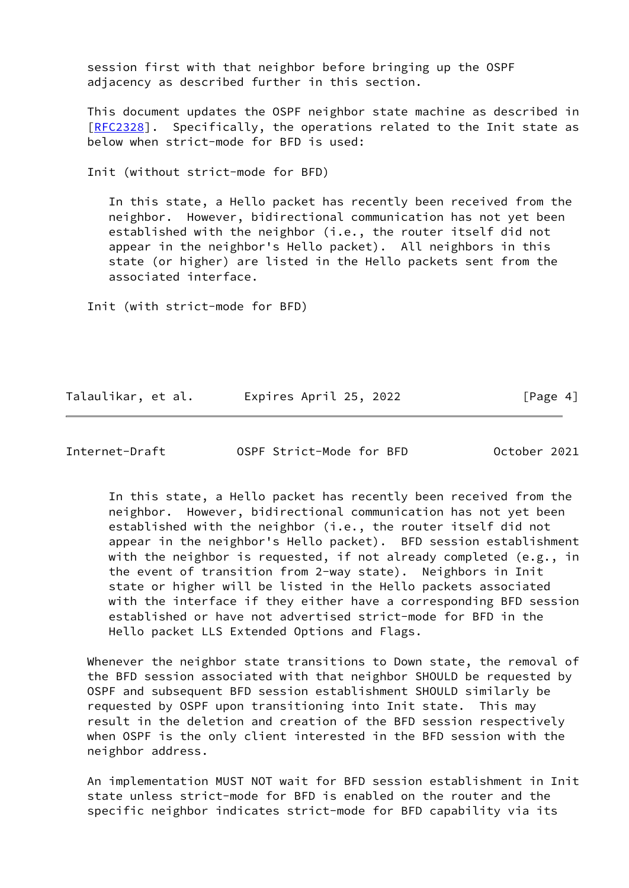session first with that neighbor before bringing up the OSPF adjacency as described further in this section.

This document updates the OSPF neighbor state machine as described in [RFC2328]. Specifically, the operations related to the Init state as below when strict-mode for BFD is used:

Init (without strict-mode for BFD)

> In this state, a Hello packet has recently been received from the neighbor. However, bidirectional communication has not yet been established with the neighbor (i.e., the router itself did not appear in the neighbor's Hello packet). All neighbors in this state (or higher) are listed in the Hello packets sent from the associated interface.

Init (with strict-mode for BFD)

> In this state, a Hello packet has recently been received from the neighbor. However, bidirectional communication has not yet been established with the neighbor (i.e., the router itself did not appear in the neighbor's Hello packet). BFD session establishment with the neighbor is requested, if not already completed (e.g., in the event of transition from 2-way state). Neighbors in Init state or higher will be listed in the Hello packets associated with the interface if they either have a corresponding BFD session established or have not advertised strict-mode for BFD in the Hello packet LLS Extended Options and Flags.

Whenever the neighbor state transitions to Down state, the removal of the BFD session associated with that neighbor SHOULD be requested by OSPF and subsequent BFD session establishment SHOULD similarly be requested by OSPF upon transitioning into Init state. This may result in the deletion and creation of the BFD session respectively when OSPF is the only client interested in the BFD session with the neighbor address.

An implementation MUST NOT wait for BFD session establishment in Init state unless strict-mode for BFD is enabled on the router and the specific neighbor indicates strict-mode for BFD capability via its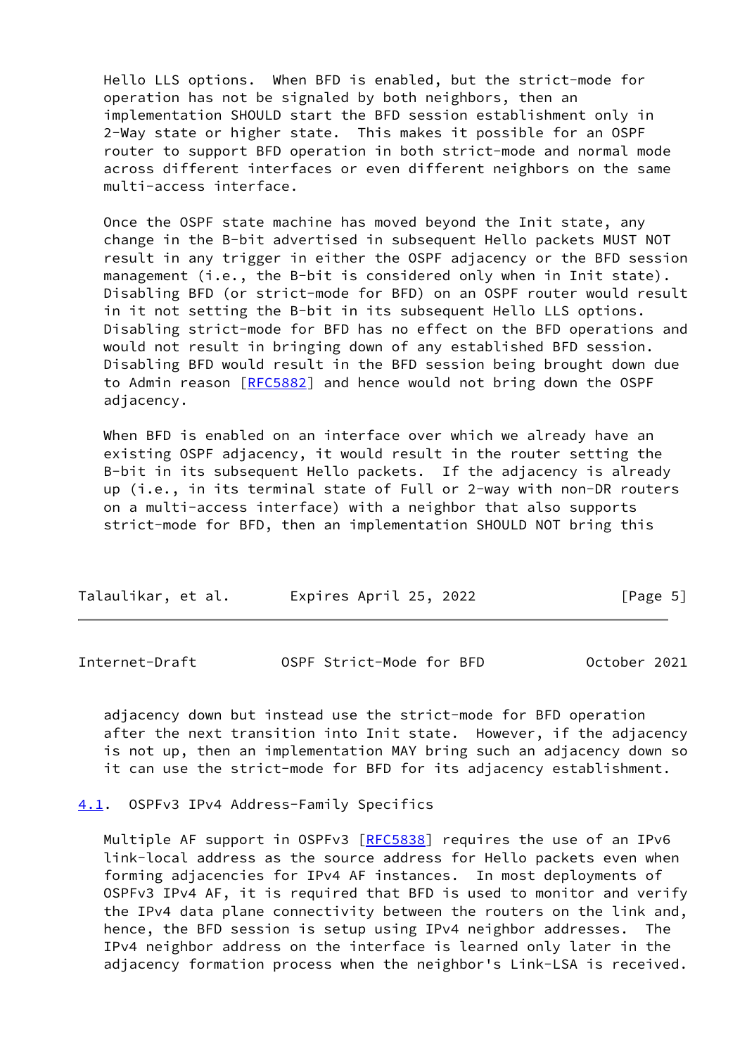Hello LLS options. When BFD is enabled, but the strict-mode for operation has not be signaled by both neighbors, then an implementation SHOULD start the BFD session establishment only in 2-Way state or higher state. This makes it possible for an OSPF router to support BFD operation in both strict-mode and normal mode across different interfaces or even different neighbors on the same multi-access interface.

Once the OSPF state machine has moved beyond the Init state, any change in the B-bit advertised in subsequent Hello packets MUST NOT result in any trigger in either the OSPF adjacency or the BFD session management (i.e., the B-bit is considered only when in Init state). Disabling BFD (or strict-mode for BFD) on an OSPF router would result in it not setting the B-bit in its subsequent Hello LLS options. Disabling strict-mode for BFD has no effect on the BFD operations and would not result in bringing down of any established BFD session. Disabling BFD would result in the BFD session being brought down due to Admin reason [RFC5882] and hence would not bring down the OSPF adjacency.

When BFD is enabled on an interface over which we already have an existing OSPF adjacency, it would result in the router setting the B-bit in its subsequent Hello packets. If the adjacency is already up (i.e., in its terminal state of Full or 2-way with non-DR routers on a multi-access interface) with a neighbor that also supports strict-mode for BFD, then an implementation SHOULD NOT bring this adjacency down but instead use the strict-mode for BFD operation after the next transition into Init state. However, if the adjacency is not up, then an implementation MAY bring such an adjacency down so it can use the strict-mode for BFD for its adjacency establishment.

## 4.1. OSPFv3 IPv4 Address-Family Specifics

Multiple AF support in OSPFv3 [RFC5838] requires the use of an IPv6 link-local address as the source address for Hello packets even when forming adjacencies for IPv4 AF instances. In most deployments of OSPFv3 IPv4 AF, it is required that BFD is used to monitor and verify the IPv4 data plane connectivity between the routers on the link and, hence, the BFD session is setup using IPv4 neighbor addresses. The IPv4 neighbor address on the interface is learned only later in the adjacency formation process when the neighbor's Link-LSA is received.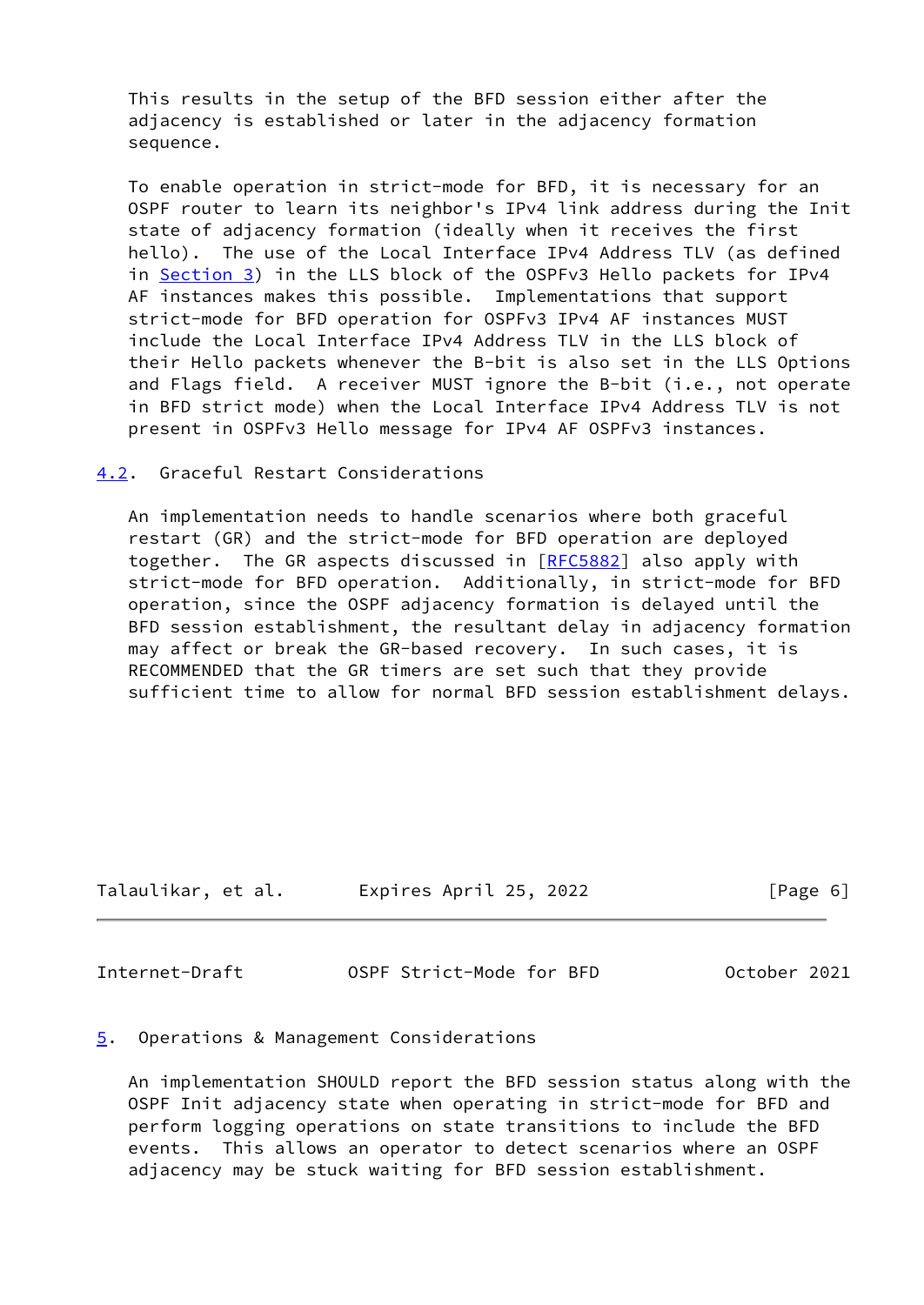This results in the setup of the BFD session either after the adjacency is established or later in the adjacency formation sequence.

To enable operation in strict-mode for BFD, it is necessary for an OSPF router to learn its neighbor's IPv4 link address during the Init state of adjacency formation (ideally when it receives the first hello). The use of the Local Interface IPv4 Address TLV (as defined in Section 3) in the LLS block of the OSPFv3 Hello packets for IPv4 AF instances makes this possible. Implementations that support strict-mode for BFD operation for OSPFv3 IPv4 AF instances MUST include the Local Interface IPv4 Address TLV in the LLS block of their Hello packets whenever the B-bit is also set in the LLS Options and Flags field. A receiver MUST ignore the B-bit (i.e., not operate in BFD strict mode) when the Local Interface IPv4 Address TLV is not present in OSPFv3 Hello message for IPv4 AF OSPFv3 instances.

## 4.2. Graceful Restart Considerations

An implementation needs to handle scenarios where both graceful restart (GR) and the strict-mode for BFD operation are deployed together. The GR aspects discussed in [RFC5882] also apply with strict-mode for BFD operation. Additionally, in strict-mode for BFD operation, since the OSPF adjacency formation is delayed until the BFD session establishment, the resultant delay in adjacency formation may affect or break the GR-based recovery. In such cases, it is RECOMMENDED that the GR timers are set such that they provide sufficient time to allow for normal BFD session establishment delays.

# 5. Operations & Management Considerations

An implementation SHOULD report the BFD session status along with the OSPF Init adjacency state when operating in strict-mode for BFD and perform logging operations on state transitions to include the BFD events. This allows an operator to detect scenarios where an OSPF adjacency may be stuck waiting for BFD session establishment.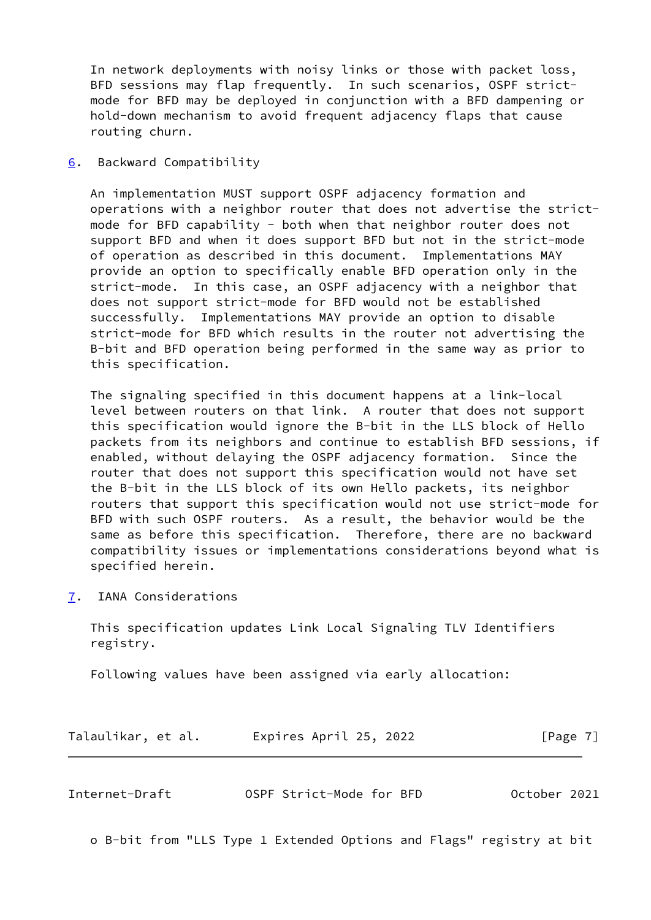In network deployments with noisy links or those with packet loss, BFD sessions may flap frequently. In such scenarios, OSPF strict-mode for BFD may be deployed in conjunction with a BFD dampening or hold-down mechanism to avoid frequent adjacency flaps that cause routing churn.

## 6. Backward Compatibility

An implementation MUST support OSPF adjacency formation and operations with a neighbor router that does not advertise the strict-mode for BFD capability - both when that neighbor router does not support BFD and when it does support BFD but not in the strict-mode of operation as described in this document. Implementations MAY provide an option to specifically enable BFD operation only in the strict-mode. In this case, an OSPF adjacency with a neighbor that does not support strict-mode for BFD would not be established successfully. Implementations MAY provide an option to disable strict-mode for BFD which results in the router not advertising the B-bit and BFD operation being performed in the same way as prior to this specification.

The signaling specified in this document happens at a link-local level between routers on that link. A router that does not support this specification would ignore the B-bit in the LLS block of Hello packets from its neighbors and continue to establish BFD sessions, if enabled, without delaying the OSPF adjacency formation. Since the router that does not support this specification would not have set the B-bit in the LLS block of its own Hello packets, its neighbor routers that support this specification would not use strict-mode for BFD with such OSPF routers. As a result, the behavior would be the same as before this specification. Therefore, there are no backward compatibility issues or implementations considerations beyond what is specified herein.

## 7. IANA Considerations

This specification updates Link Local Signaling TLV Identifiers registry.

Following values have been assigned via early allocation:

o B-bit from "LLS Type 1 Extended Options and Flags" registry at bit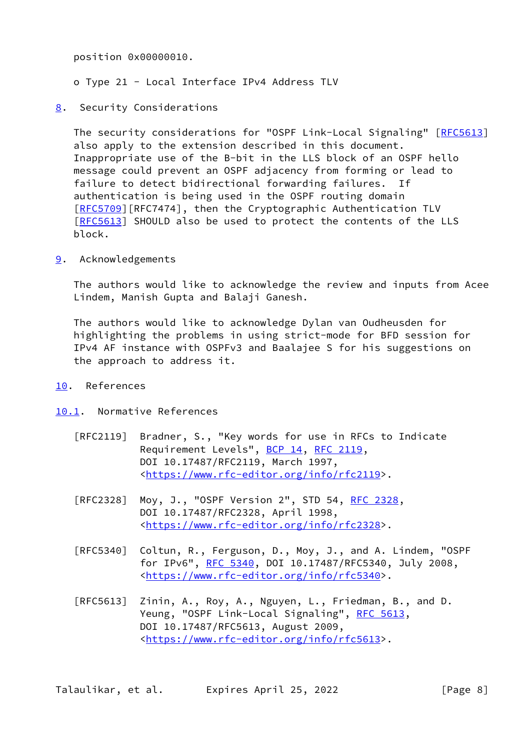position 0x00000010.

o Type 21 - Local Interface IPv4 Address TLV

## 8. Security Considerations

The security considerations for "OSPF Link-Local Signaling" [RFC5613] also apply to the extension described in this document. Inappropriate use of the B-bit in the LLS block of an OSPF hello message could prevent an OSPF adjacency from forming or lead to failure to detect bidirectional forwarding failures. If authentication is being used in the OSPF routing domain [RFC5709][RFC7474], then the Cryptographic Authentication TLV [RFC5613] SHOULD also be used to protect the contents of the LLS block.

## 9. Acknowledgements

The authors would like to acknowledge the review and inputs from Acee Lindem, Manish Gupta and Balaji Ganesh.

The authors would like to acknowledge Dylan van Oudheusden for highlighting the problems in using strict-mode for BFD session for IPv4 AF instance with OSPFv3 and Baalajee S for his suggestions on the approach to address it.

## 10. References

### 10.1. Normative References

[RFC2119] Bradner, S., "Key words for use in RFCs to Indicate Requirement Levels", BCP 14, RFC 2119, DOI 10.17487/RFC2119, March 1997, <https://www.rfc-editor.org/info/rfc2119>.

[RFC2328] Moy, J., "OSPF Version 2", STD 54, RFC 2328, DOI 10.17487/RFC2328, April 1998, <https://www.rfc-editor.org/info/rfc2328>.

[RFC5340] Coltun, R., Ferguson, D., Moy, J., and A. Lindem, "OSPF for IPv6", RFC 5340, DOI 10.17487/RFC5340, July 2008, <https://www.rfc-editor.org/info/rfc5340>.

[RFC5613] Zinin, A., Roy, A., Nguyen, L., Friedman, B., and D. Yeung, "OSPF Link-Local Signaling", RFC 5613, DOI 10.17487/RFC5613, August 2009, <https://www.rfc-editor.org/info/rfc5613>.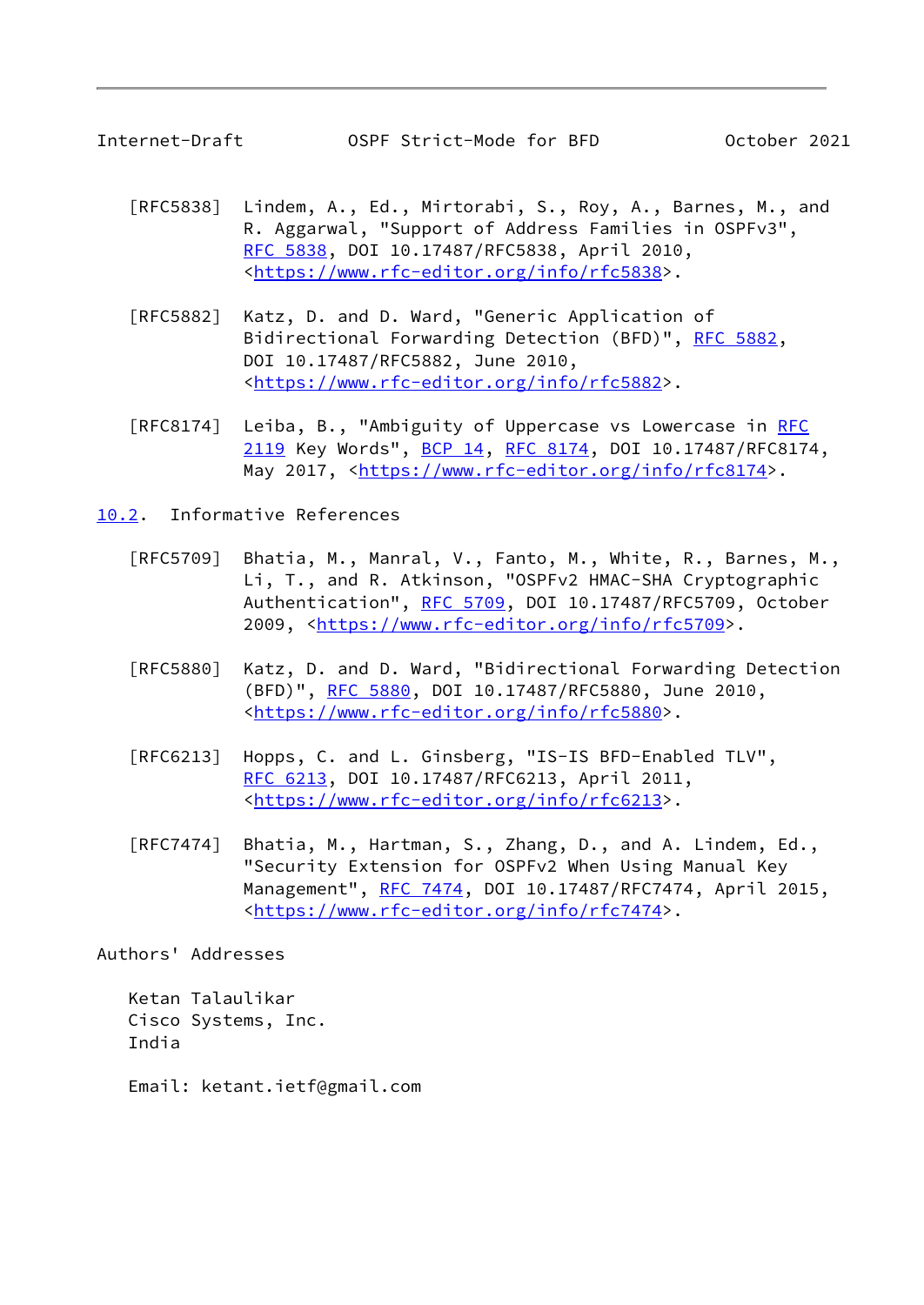[RFC5838] Lindem, A., Ed., Mirtorabi, S., Roy, A., Barnes, M., and R. Aggarwal, "Support of Address Families in OSPFv3", RFC 5838, DOI 10.17487/RFC5838, April 2010, <https://www.rfc-editor.org/info/rfc5838>.

[RFC5882] Katz, D. and D. Ward, "Generic Application of Bidirectional Forwarding Detection (BFD)", RFC 5882, DOI 10.17487/RFC5882, June 2010, <https://www.rfc-editor.org/info/rfc5882>.

[RFC8174] Leiba, B., "Ambiguity of Uppercase vs Lowercase in RFC 2119 Key Words", BCP 14, RFC 8174, DOI 10.17487/RFC8174, May 2017, <https://www.rfc-editor.org/info/rfc8174>.

### 10.2. Informative References

[RFC5709] Bhatia, M., Manral, V., Fanto, M., White, R., Barnes, M., Li, T., and R. Atkinson, "OSPFv2 HMAC-SHA Cryptographic Authentication", RFC 5709, DOI 10.17487/RFC5709, October 2009, <https://www.rfc-editor.org/info/rfc5709>.

[RFC5880] Katz, D. and D. Ward, "Bidirectional Forwarding Detection (BFD)", RFC 5880, DOI 10.17487/RFC5880, June 2010, <https://www.rfc-editor.org/info/rfc5880>.

[RFC6213] Hopps, C. and L. Ginsberg, "IS-IS BFD-Enabled TLV", RFC 6213, DOI 10.17487/RFC6213, April 2011, <https://www.rfc-editor.org/info/rfc6213>.

[RFC7474] Bhatia, M., Hartman, S., Zhang, D., and A. Lindem, Ed., "Security Extension for OSPFv2 When Using Manual Key Management", RFC 7474, DOI 10.17487/RFC7474, April 2015, <https://www.rfc-editor.org/info/rfc7474>.

## Authors' Addresses

Ketan Talaulikar
Cisco Systems, Inc.
India

Email: ketant.ietf@gmail.com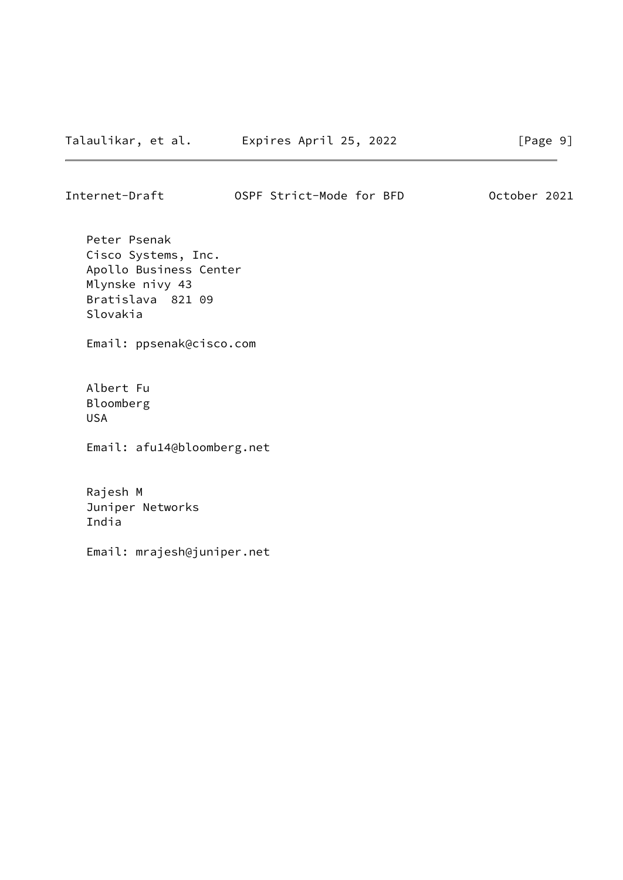Peter Psenak
Cisco Systems, Inc.
Apollo Business Center
Mlynske nivy 43
Bratislava  821 09
Slovakia

Email: ppsenak@cisco.com

Albert Fu
Bloomberg
USA

Email: afu14@bloomberg.net

Rajesh M
Juniper Networks
India

Email: mrajesh@juniper.net